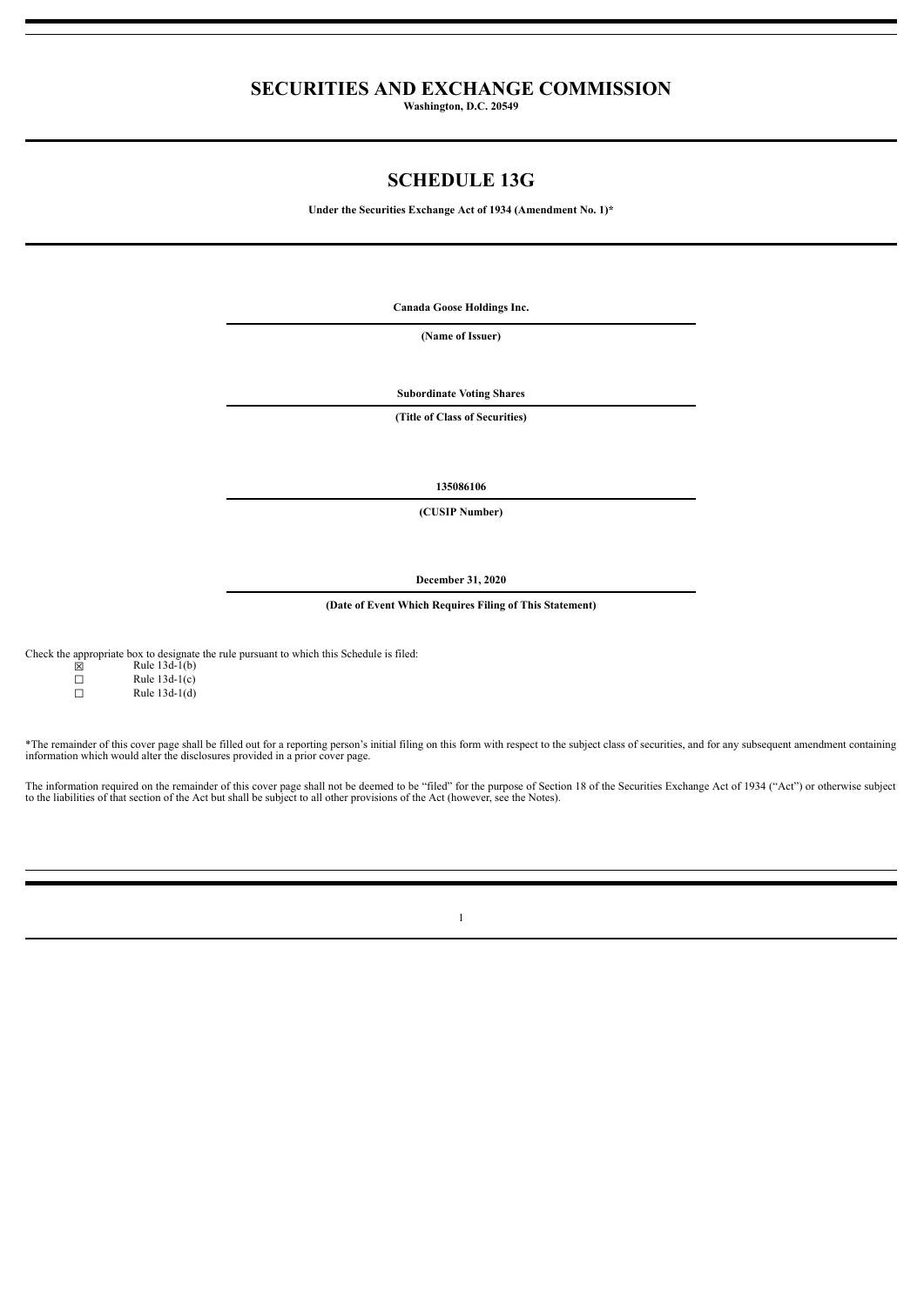# SECURITIES AND EXCHANGE COMMISSION

**Washington, D.C. 20549**

# SCHEDULE 13G

**Under the Securities Exchange Act of 1934 (Amendment No. 1)***

**Canada Goose Holdings Inc.**

**(Name of Issuer)**

**Subordinate Voting Shares**

**(Title of Class of Securities)**

**135086106**

**(CUSIP Number)**

**December 31, 2020**

**(Date of Event Which Requires Filing of This Statement)**

Check the appropriate box to designate the rule pursuant to which this Schedule is filed:

☒ Rule 13d-1(b)

☐ Rule 13d-1(c)

☐ Rule 13d-1(d)

*The remainder of this cover page shall be filled out for a reporting person's initial filing on this form with respect to the subject class of securities, and for any subsequent amendment containing information which would alter the disclosures provided in a prior cover page.

The information required on the remainder of this cover page shall not be deemed to be "filed" for the purpose of Section 18 of the Securities Exchange Act of 1934 ("Act") or otherwise subject to the liabilities of that section of the Act but shall be subject to all other provisions of the Act (however, see the Notes).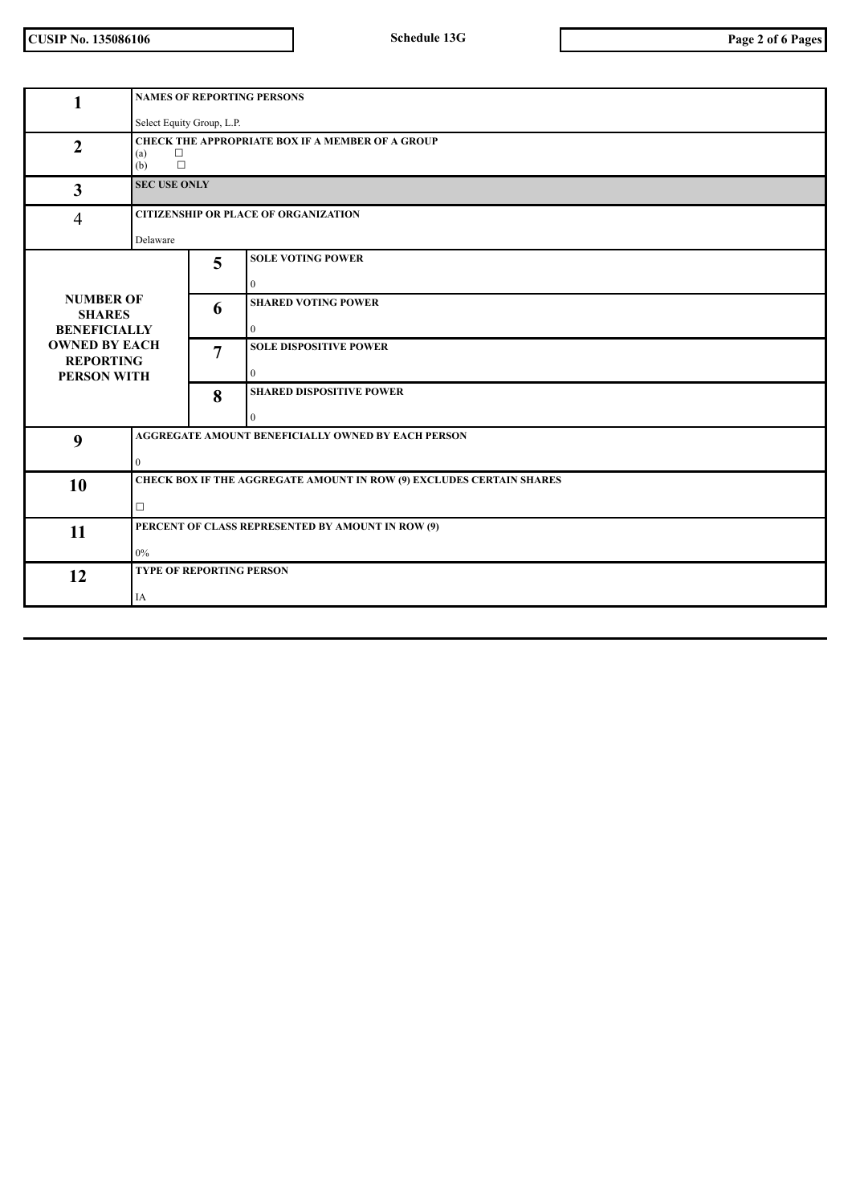| | | | |
|---|---|---|---|
| **1** | **NAMES OF REPORTING PERSONS**<br><br>Select Equity Group, L.P. | | |
| **2** | **CHECK THE APPROPRIATE BOX IF A MEMBER OF A GROUP**<br>(a) ☐<br>(b) ☐ | | |
| **3** | **SEC USE ONLY** | | |
| **4** | **CITIZENSHIP OR PLACE OF ORGANIZATION**<br><br>Delaware | | |
| **NUMBER OF SHARES BENEFICIALLY OWNED BY EACH REPORTING PERSON WITH** | | **5** | **SOLE VOTING POWER**<br><br>0 |
| | | **6** | **SHARED VOTING POWER**<br><br>0 |
| | | **7** | **SOLE DISPOSITIVE POWER**<br><br>0 |
| | | **8** | **SHARED DISPOSITIVE POWER**<br><br>0 |
| **9** | **AGGREGATE AMOUNT BENEFICIALLY OWNED BY EACH PERSON**<br><br>0 | | |
| **10** | **CHECK BOX IF THE AGGREGATE AMOUNT IN ROW (9) EXCLUDES CERTAIN SHARES**<br><br>☐ | | |
| **11** | **PERCENT OF CLASS REPRESENTED BY AMOUNT IN ROW (9)**<br><br>0% | | |
| **12** | **TYPE OF REPORTING PERSON**<br><br>IA | | |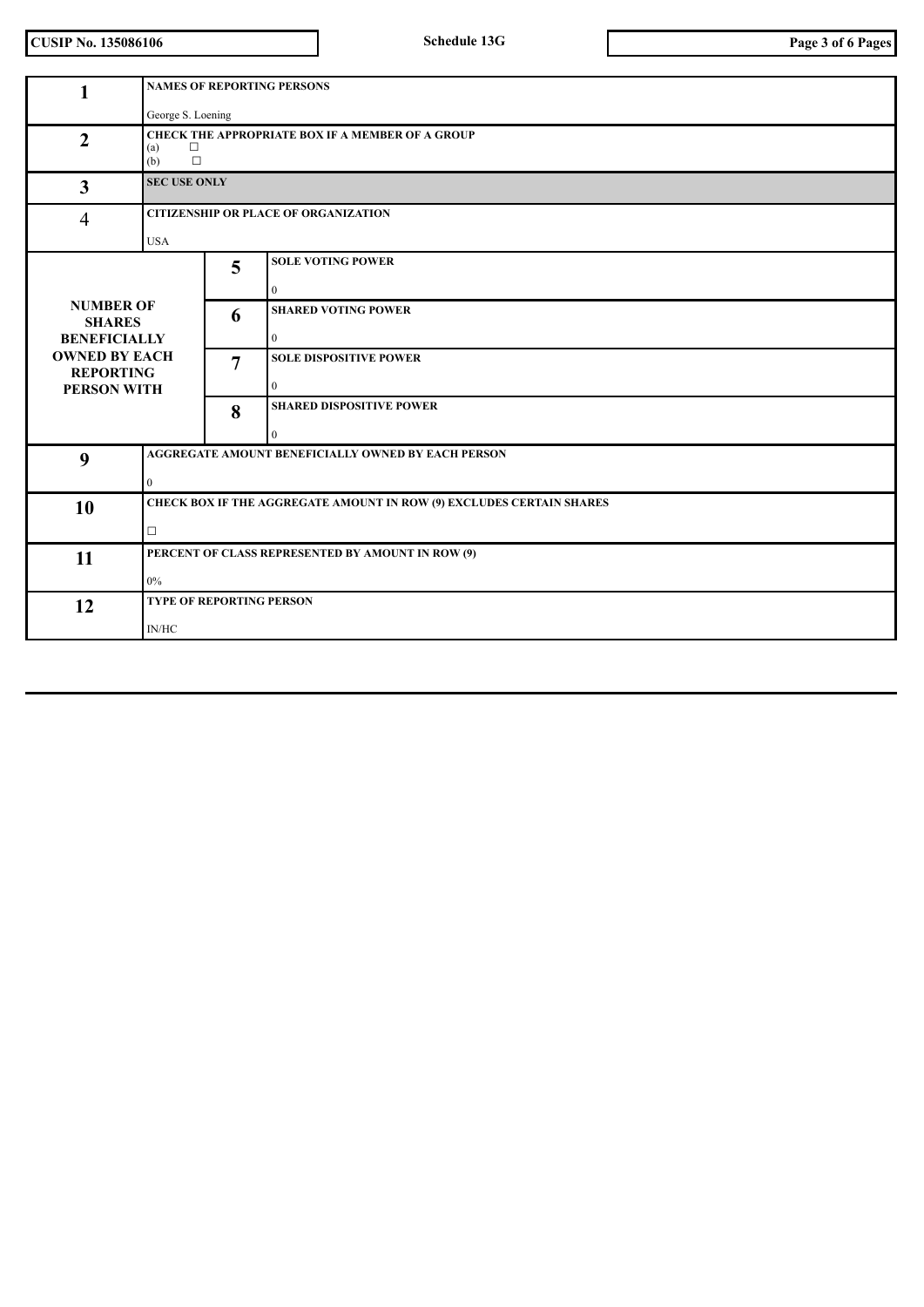CUSIP No. 135086106 | Schedule 13G

| | | | |
|---|---|---|---|
| 1 | NAMES OF REPORTING PERSONS<br><br>George S. Loening | | |
| 2 | CHECK THE APPROPRIATE BOX IF A MEMBER OF A GROUP<br>(a) ☐<br>(b) ☐ | | |
| 3 | SEC USE ONLY | | |
| 4 | CITIZENSHIP OR PLACE OF ORGANIZATION<br><br>USA | | |
| NUMBER OF SHARES BENEFICIALLY OWNED BY EACH REPORTING PERSON WITH | | 5 | SOLE VOTING POWER<br><br>0 |
| | | 6 | SHARED VOTING POWER<br><br>0 |
| | | 7 | SOLE DISPOSITIVE POWER<br><br>0 |
| | | 8 | SHARED DISPOSITIVE POWER<br><br>0 |
| 9 | AGGREGATE AMOUNT BENEFICIALLY OWNED BY EACH PERSON<br><br>0 | | |
| 10 | CHECK BOX IF THE AGGREGATE AMOUNT IN ROW (9) EXCLUDES CERTAIN SHARES<br><br>☐ | | |
| 11 | PERCENT OF CLASS REPRESENTED BY AMOUNT IN ROW (9)<br><br>0% | | |
| 12 | TYPE OF REPORTING PERSON<br><br>IN/HC | | |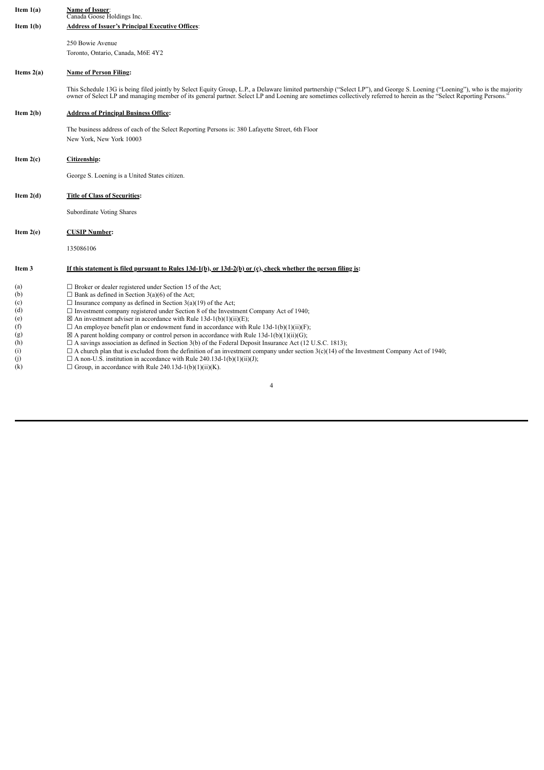**Item 1(a)** **Name of Issuer**:
Canada Goose Holdings Inc.

**Item 1(b)** **Address of Issuer's Principal Executive Offices**:

250 Bowie Avenue
Toronto, Ontario, Canada, M6E 4Y2

**Items 2(a)** **Name of Person Filing:**

This Schedule 13G is being filed jointly by Select Equity Group, L.P., a Delaware limited partnership ("Select LP"), and George S. Loening ("Loening"), who is the majority owner of Select LP and managing member of its general partner. Select LP and Loening are sometimes collectively referred to herein as the "Select Reporting Persons."

**Item 2(b)** **Address of Principal Business Office:**

The business address of each of the Select Reporting Persons is: 380 Lafayette Street, 6th Floor
New York, New York 10003

**Item 2(c)** **Citizenship:**

George S. Loening is a United States citizen.

**Item 2(d)** **Title of Class of Securities:**

Subordinate Voting Shares

**Item 2(e)** **CUSIP Number:**

135086106

**Item 3** **If this statement is filed pursuant to Rules 13d-1(b), or 13d-2(b) or (c), check whether the person filing is:**

(a) ☐ Broker or dealer registered under Section 15 of the Act;
(b) ☐ Bank as defined in Section 3(a)(6) of the Act;
(c) ☐ Insurance company as defined in Section 3(a)(19) of the Act;
(d) ☐ Investment company registered under Section 8 of the Investment Company Act of 1940;
(e) ☒ An investment adviser in accordance with Rule 13d-1(b)(1)(ii)(E);
(f) ☐ An employee benefit plan or endowment fund in accordance with Rule 13d-1(b)(1)(ii)(F);
(g) ☒ A parent holding company or control person in accordance with Rule 13d-1(b)(1)(ii)(G);
(h) ☐ A savings association as defined in Section 3(b) of the Federal Deposit Insurance Act (12 U.S.C. 1813);
(i) ☐ A church plan that is excluded from the definition of an investment company under section 3(c)(14) of the Investment Company Act of 1940;
(j) ☐ A non-U.S. institution in accordance with Rule 240.13d-1(b)(1)(ii)(J);
(k) ☐ Group, in accordance with Rule 240.13d-1(b)(1)(ii)(K).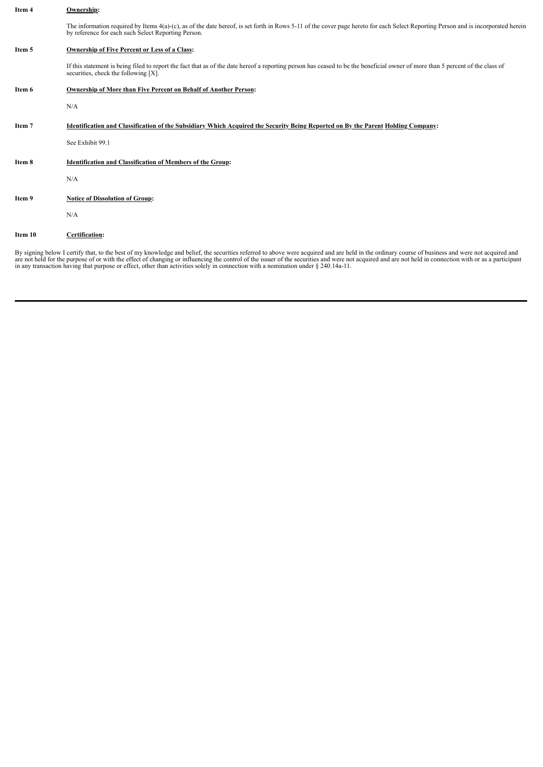**Item 4** **Ownership:**

The information required by Items 4(a)-(c), as of the date hereof, is set forth in Rows 5-11 of the cover page hereto for each Select Reporting Person and is incorporated herein by reference for each such Select Reporting Person.

**Item 5** **Ownership of Five Percent or Less of a Class:**

If this statement is being filed to report the fact that as of the date hereof a reporting person has ceased to be the beneficial owner of more than 5 percent of the class of securities, check the following [X].

**Item 6** **Ownership of More than Five Percent on Behalf of Another Person:**

N/A

**Item 7** **Identification and Classification of the Subsidiary Which Acquired the Security Being Reported on By the Parent Holding Company:**

See Exhibit 99.1

**Item 8** **Identification and Classification of Members of the Group:**

N/A

**Item 9** **Notice of Dissolution of Group:**

N/A

**Item 10** **Certification:**

By signing below I certify that, to the best of my knowledge and belief, the securities referred to above were acquired and are held in the ordinary course of business and were not acquired and are not held for the purpose of or with the effect of changing or influencing the control of the issuer of the securities and were not acquired and are not held in connection with or as a participant in any transaction having that purpose or effect, other than activities solely in connection with a nomination under § 240.14a-11.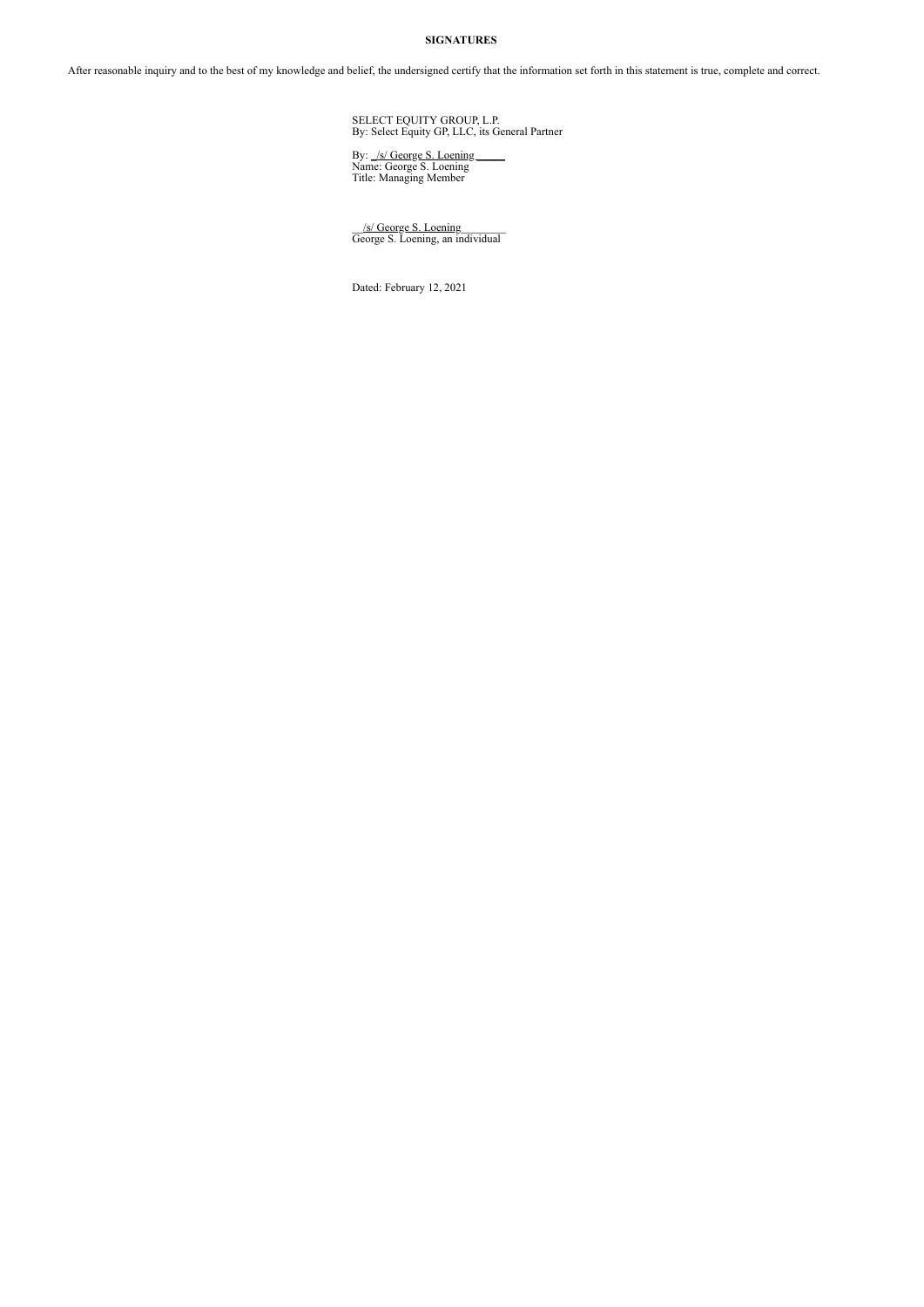**SIGNATURES**

After reasonable inquiry and to the best of my knowledge and belief, the undersigned certify that the information set forth in this statement is true, complete and correct.

SELECT EQUITY GROUP, L.P.
By: Select Equity GP, LLC, its General Partner

By: /s/ George S. Loening
Name: George S. Loening
Title: Managing Member

/s/ George S. Loening
George S. Loening, an individual

Dated: February 12, 2021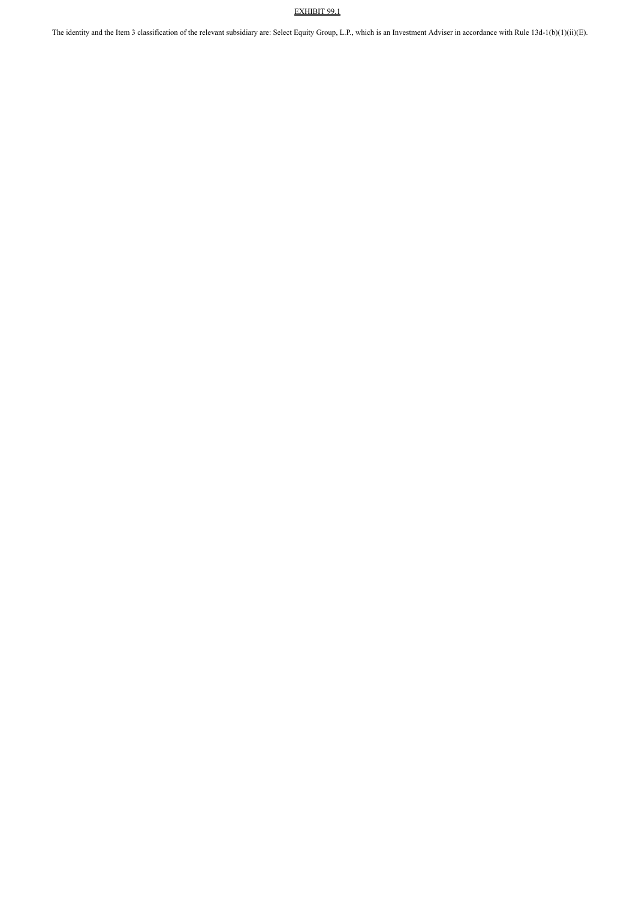EXHIBIT 99.1

The identity and the Item 3 classification of the relevant subsidiary are: Select Equity Group, L.P., which is an Investment Adviser in accordance with Rule 13d-1(b)(1)(ii)(E).